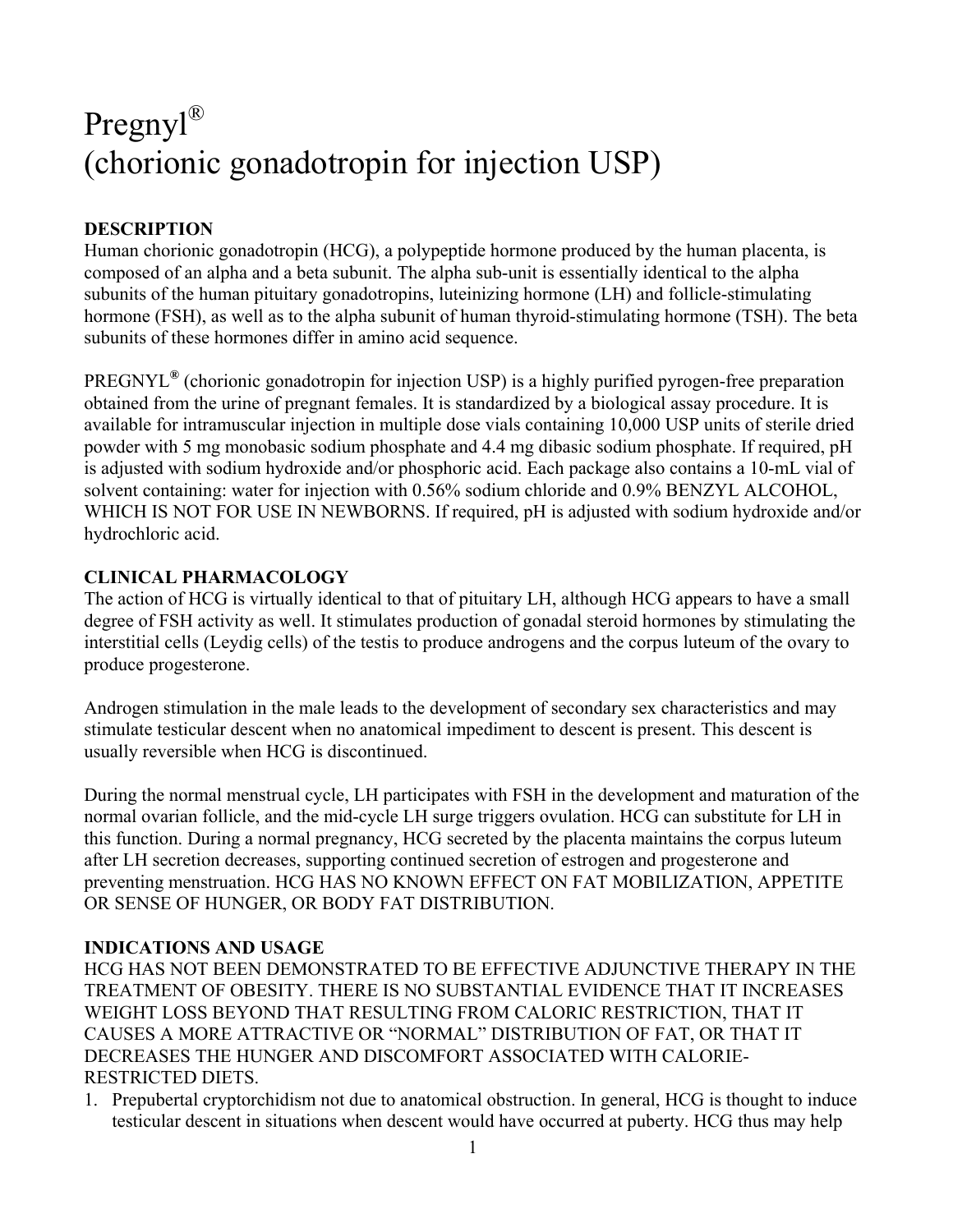# Pregnyl® (chorionic gonadotropin for injection USP)

**DESCRIPTION**

Human chorionic gonadotropin (HCG), a polypeptide hormone produced by the human placenta, is composed of an alpha and a beta subunit. The alpha sub-unit is essentially identical to the alpha subunits of the human pituitary gonadotropins, luteinizing hormone (LH) and follicle-stimulating hormone (FSH), as well as to the alpha subunit of human thyroid-stimulating hormone (TSH). The beta subunits of these hormones differ in amino acid sequence.

PREGNYL® (chorionic gonadotropin for injection USP) is a highly purified pyrogen-free preparation obtained from the urine of pregnant females. It is standardized by a biological assay procedure. It is available for intramuscular injection in multiple dose vials containing 10,000 USP units of sterile dried powder with 5 mg monobasic sodium phosphate and 4.4 mg dibasic sodium phosphate. If required, pH is adjusted with sodium hydroxide and/or phosphoric acid. Each package also contains a 10-mL vial of solvent containing: water for injection with 0.56% sodium chloride and 0.9% BENZYL ALCOHOL, WHICH IS NOT FOR USE IN NEWBORNS. If required, pH is adjusted with sodium hydroxide and/or hydrochloric acid.

**CLINICAL PHARMACOLOGY**

The action of HCG is virtually identical to that of pituitary LH, although HCG appears to have a small degree of FSH activity as well. It stimulates production of gonadal steroid hormones by stimulating the interstitial cells (Leydig cells) of the testis to produce androgens and the corpus luteum of the ovary to produce progesterone.

Androgen stimulation in the male leads to the development of secondary sex characteristics and may stimulate testicular descent when no anatomical impediment to descent is present. This descent is usually reversible when HCG is discontinued.

During the normal menstrual cycle, LH participates with FSH in the development and maturation of the normal ovarian follicle, and the mid-cycle LH surge triggers ovulation. HCG can substitute for LH in this function. During a normal pregnancy, HCG secreted by the placenta maintains the corpus luteum after LH secretion decreases, supporting continued secretion of estrogen and progesterone and preventing menstruation. HCG HAS NO KNOWN EFFECT ON FAT MOBILIZATION, APPETITE OR SENSE OF HUNGER, OR BODY FAT DISTRIBUTION.

**INDICATIONS AND USAGE**

HCG HAS NOT BEEN DEMONSTRATED TO BE EFFECTIVE ADJUNCTIVE THERAPY IN THE TREATMENT OF OBESITY. THERE IS NO SUBSTANTIAL EVIDENCE THAT IT INCREASES WEIGHT LOSS BEYOND THAT RESULTING FROM CALORIC RESTRICTION, THAT IT CAUSES A MORE ATTRACTIVE OR "NORMAL" DISTRIBUTION OF FAT, OR THAT IT DECREASES THE HUNGER AND DISCOMFORT ASSOCIATED WITH CALORIE-RESTRICTED DIETS.

1. Prepubertal cryptorchidism not due to anatomical obstruction. In general, HCG is thought to induce testicular descent in situations when descent would have occurred at puberty. HCG thus may help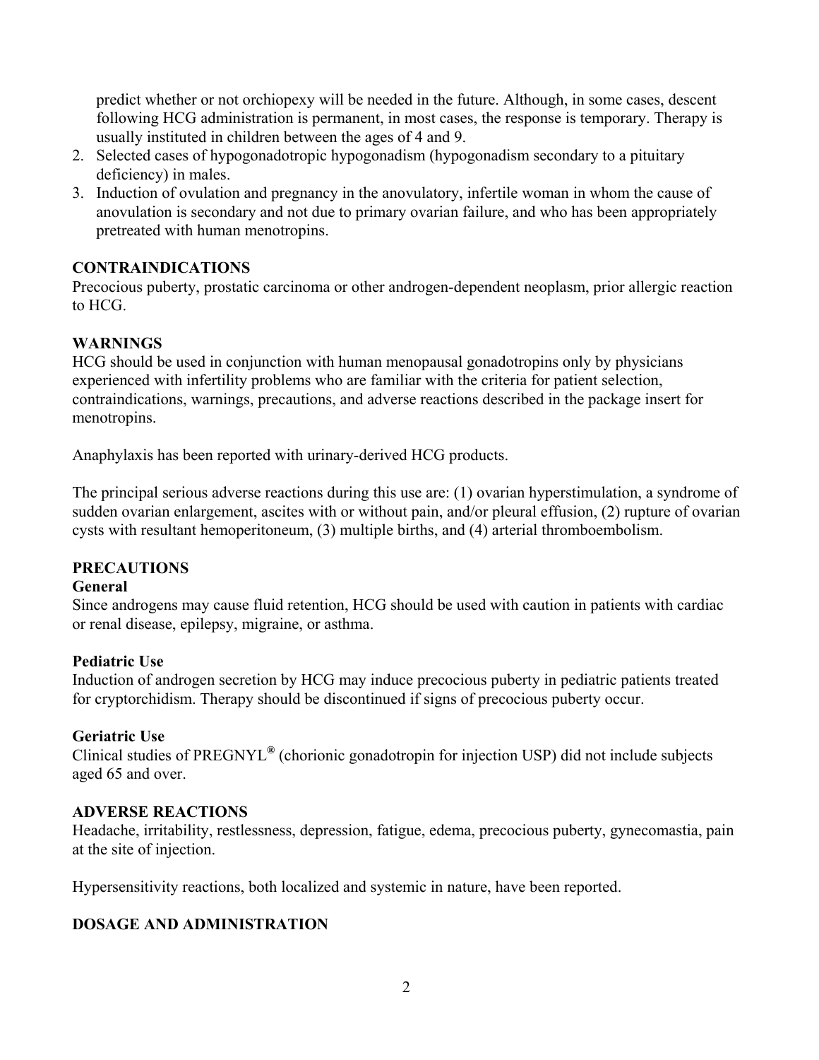predict whether or not orchiopexy will be needed in the future. Although, in some cases, descent following HCG administration is permanent, in most cases, the response is temporary. Therapy is usually instituted in children between the ages of 4 and 9.

2. Selected cases of hypogonadotropic hypogonadism (hypogonadism secondary to a pituitary deficiency) in males.
3. Induction of ovulation and pregnancy in the anovulatory, infertile woman in whom the cause of anovulation is secondary and not due to primary ovarian failure, and who has been appropriately pretreated with human menotropins.

**CONTRAINDICATIONS**

Precocious puberty, prostatic carcinoma or other androgen-dependent neoplasm, prior allergic reaction to HCG.

**WARNINGS**

HCG should be used in conjunction with human menopausal gonadotropins only by physicians experienced with infertility problems who are familiar with the criteria for patient selection, contraindications, warnings, precautions, and adverse reactions described in the package insert for menotropins.

Anaphylaxis has been reported with urinary-derived HCG products.

The principal serious adverse reactions during this use are: (1) ovarian hyperstimulation, a syndrome of sudden ovarian enlargement, ascites with or without pain, and/or pleural effusion, (2) rupture of ovarian cysts with resultant hemoperitoneum, (3) multiple births, and (4) arterial thromboembolism.

**PRECAUTIONS**

**General**

Since androgens may cause fluid retention, HCG should be used with caution in patients with cardiac or renal disease, epilepsy, migraine, or asthma.

**Pediatric Use**

Induction of androgen secretion by HCG may induce precocious puberty in pediatric patients treated for cryptorchidism. Therapy should be discontinued if signs of precocious puberty occur.

**Geriatric Use**

Clinical studies of PREGNYL® (chorionic gonadotropin for injection USP) did not include subjects aged 65 and over.

**ADVERSE REACTIONS**

Headache, irritability, restlessness, depression, fatigue, edema, precocious puberty, gynecomastia, pain at the site of injection.

Hypersensitivity reactions, both localized and systemic in nature, have been reported.

**DOSAGE AND ADMINISTRATION**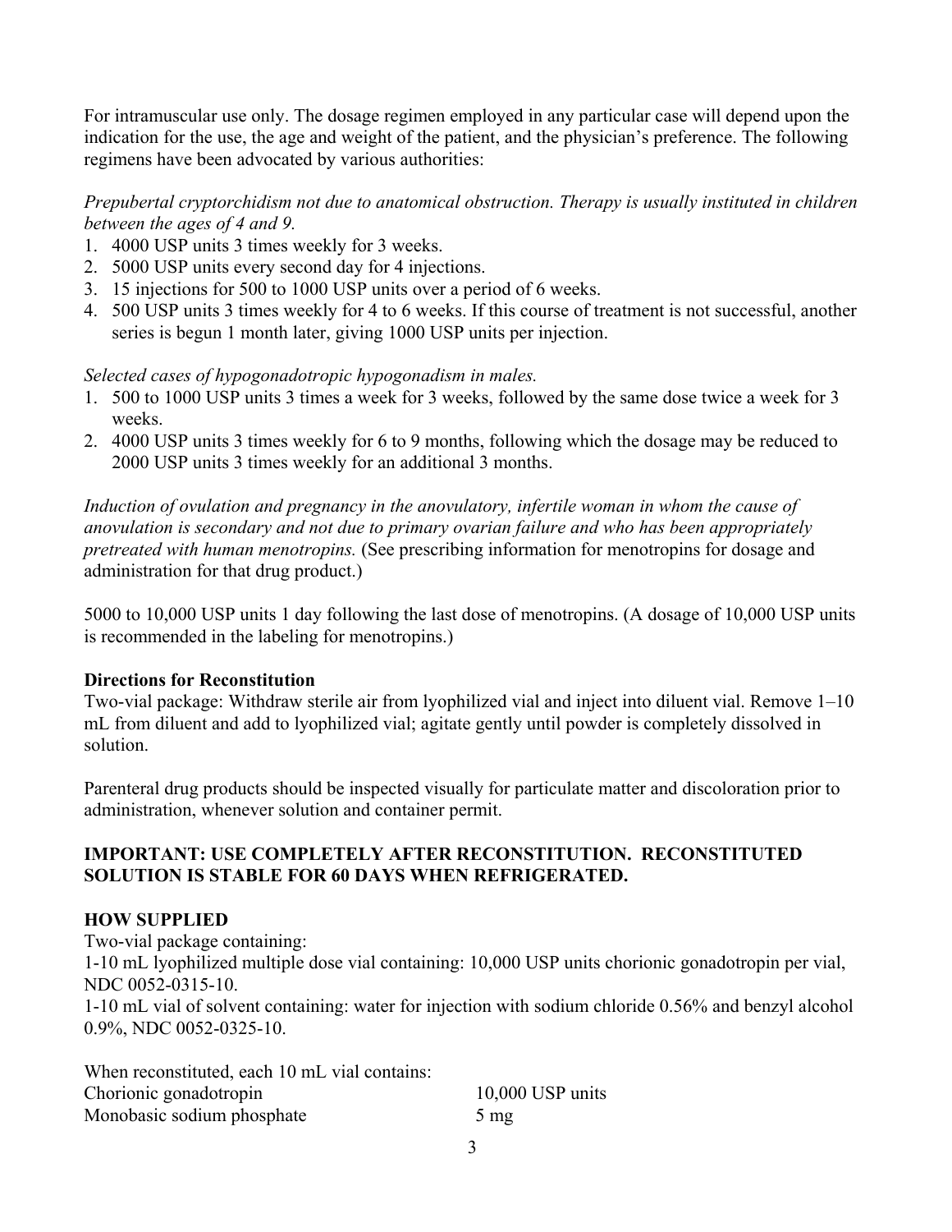For intramuscular use only. The dosage regimen employed in any particular case will depend upon the indication for the use, the age and weight of the patient, and the physician's preference. The following regimens have been advocated by various authorities:

*Prepubertal cryptorchidism not due to anatomical obstruction. Therapy is usually instituted in children between the ages of 4 and 9.*

1. 4000 USP units 3 times weekly for 3 weeks.
2. 5000 USP units every second day for 4 injections.
3. 15 injections for 500 to 1000 USP units over a period of 6 weeks.
4. 500 USP units 3 times weekly for 4 to 6 weeks. If this course of treatment is not successful, another series is begun 1 month later, giving 1000 USP units per injection.

*Selected cases of hypogonadotropic hypogonadism in males.*

1. 500 to 1000 USP units 3 times a week for 3 weeks, followed by the same dose twice a week for 3 weeks.
2. 4000 USP units 3 times weekly for 6 to 9 months, following which the dosage may be reduced to 2000 USP units 3 times weekly for an additional 3 months.

*Induction of ovulation and pregnancy in the anovulatory, infertile woman in whom the cause of anovulation is secondary and not due to primary ovarian failure and who has been appropriately pretreated with human menotropins.* (See prescribing information for menotropins for dosage and administration for that drug product.)

5000 to 10,000 USP units 1 day following the last dose of menotropins. (A dosage of 10,000 USP units is recommended in the labeling for menotropins.)

**Directions for Reconstitution**

Two-vial package: Withdraw sterile air from lyophilized vial and inject into diluent vial. Remove 1–10 mL from diluent and add to lyophilized vial; agitate gently until powder is completely dissolved in solution.

Parenteral drug products should be inspected visually for particulate matter and discoloration prior to administration, whenever solution and container permit.

**IMPORTANT: USE COMPLETELY AFTER RECONSTITUTION. RECONSTITUTED SOLUTION IS STABLE FOR 60 DAYS WHEN REFRIGERATED.**

**HOW SUPPLIED**

Two-vial package containing:

1-10 mL lyophilized multiple dose vial containing: 10,000 USP units chorionic gonadotropin per vial, NDC 0052-0315-10.

1-10 mL vial of solvent containing: water for injection with sodium chloride 0.56% and benzyl alcohol 0.9%, NDC 0052-0325-10.

When reconstituted, each 10 mL vial contains:

| | |
|---|---|
| Chorionic gonadotropin | 10,000 USP units |
| Monobasic sodium phosphate | 5 mg |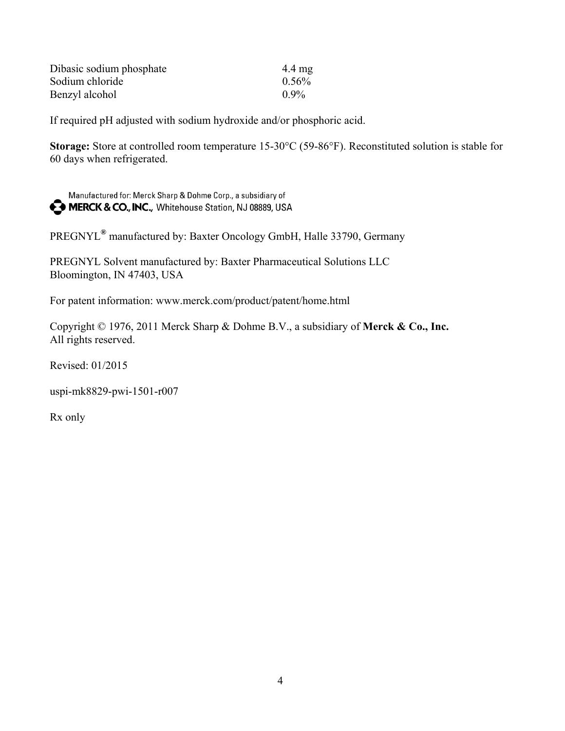| | |
|---|---|
| Dibasic sodium phosphate | 4.4 mg |
| Sodium chloride | 0.56% |
| Benzyl alcohol | 0.9% |

If required pH adjusted with sodium hydroxide and/or phosphoric acid.

**Storage:** Store at controlled room temperature 15-30°C (59-86°F). Reconstituted solution is stable for 60 days when refrigerated.

Manufactured for: Merck Sharp & Dohme Corp., a subsidiary of
**MERCK & CO., INC.**, Whitehouse Station, NJ 08889, USA

PREGNYL® manufactured by: Baxter Oncology GmbH, Halle 33790, Germany

PREGNYL Solvent manufactured by: Baxter Pharmaceutical Solutions LLC
Bloomington, IN 47403, USA

For patent information: www.merck.com/product/patent/home.html

Copyright © 1976, 2011 Merck Sharp & Dohme B.V., a subsidiary of **Merck & Co., Inc.**
All rights reserved.

Revised: 01/2015

uspi-mk8829-pwi-1501-r007

Rx only